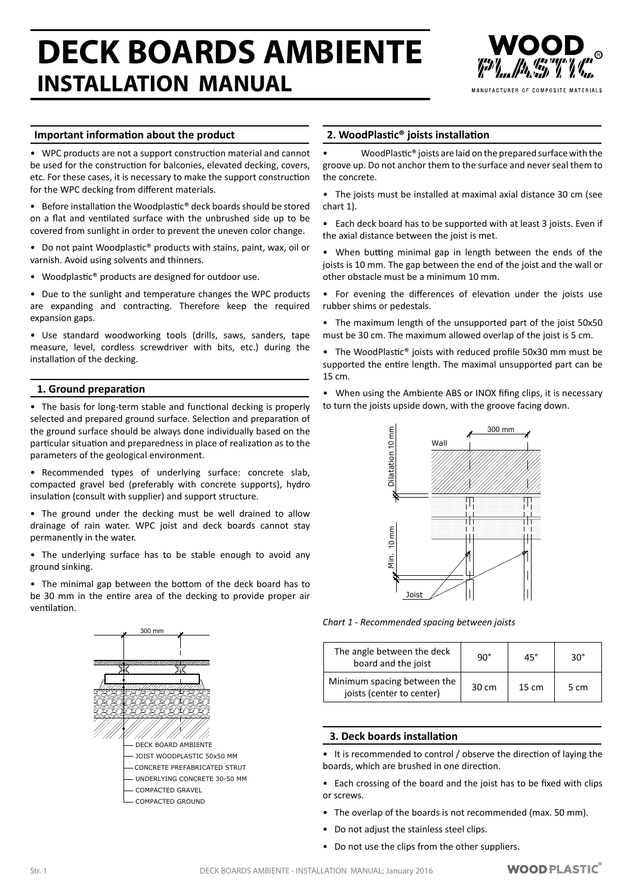# DECK BOARDS AMBIENTE
## INSTALLATION MANUAL

### Important information about the product

- WPC products are not a support construction material and cannot be used for the construction for balconies, elevated decking, covers, etc. For these cases, it is necessary to make the support construction for the WPC decking from different materials.
- Before installation the Woodplastic® deck boards should be stored on a flat and ventilated surface with the unbrushed side up to be covered from sunlight in order to prevent the uneven color change.
- Do not paint Woodplastic® products with stains, paint, wax, oil or varnish. Avoid using solvents and thinners.
- Woodplastic® products are designed for outdoor use.
- Due to the sunlight and temperature changes the WPC products are expanding and contracting. Therefore keep the required expansion gaps.
- Use standard woodworking tools (drills, saws, sanders, tape measure, level, cordless screwdriver with bits, etc.) during the installation of the decking.

### 1. Ground preparation

- The basis for long-term stable and functional decking is properly selected and prepared ground surface. Selection and preparation of the ground surface should be always done individually based on the particular situation and preparedness in place of realization as to the parameters of the geological environment.
- Recommended types of underlying surface: concrete slab, compacted gravel bed (preferably with concrete supports), hydro insulation (consult with supplier) and support structure.
- The ground under the decking must be well drained to allow drainage of rain water. WPC joist and deck boards cannot stay permanently in the water.
- The underlying surface has to be stable enough to avoid any ground sinking.
- The minimal gap between the bottom of the deck board has to be 30 mm in the entire area of the decking to provide proper air ventilation.

300 mm

DECK BOARD AMBIENTE
JOIST WOODPLASTIC 50X50 MM
CONCRETE PREFABRICATED STRUT
UNDERLYING CONCRETE 30-50 MM
COMPACTED GRAVEL
COMPACTED GROUND

### 2. WoodPlastic® joists installation

- WoodPlastic® joists are laid on the prepared surface with the groove up. Do not anchor them to the surface and never seal them to the concrete.
- The joists must be installed at maximal axial distance 30 cm (see chart 1).
- Each deck board has to be supported with at least 3 joists. Even if the axial distance between the joist is met.
- When butting minimal gap in length between the ends of the joists is 10 mm. The gap between the end of the joist and the wall or other obstacle must be a minimum 10 mm.
- For evening the differences of elevation under the joists use rubber shims or pedestals.
- The maximum length of the unsupported part of the joist 50x50 must be 30 cm. The maximum allowed overlap of the joist is 5 cm.
- The WoodPlastic® joists with reduced profile 50x30 mm must be supported the entire length. The maximal unsupported part can be 15 cm.
- When using the Ambiente ABS or INOX fifing clips, it is necessary to turn the joists upside down, with the groove facing down.

300 mm
Wall
Dilatation 10 mm
Min. 10 mm
Joist

*Chart 1 - Recommended spacing between joists*

| The angle between the deck board and the joist | 90° | 45° | 30° |
|---|---|---|---|
| Minimum spacing between the joists (center to center) | 30 cm | 15 cm | 5 cm |

### 3. Deck boards installation

- It is recommended to control / observe the direction of laying the boards, which are brushed in one direction.
- Each crossing of the board and the joist has to be fixed with clips or screws.
- The overlap of the boards is not recommended (max. 50 mm).
- Do not adjust the stainless steel clips.
- Do not use the clips from the other suppliers.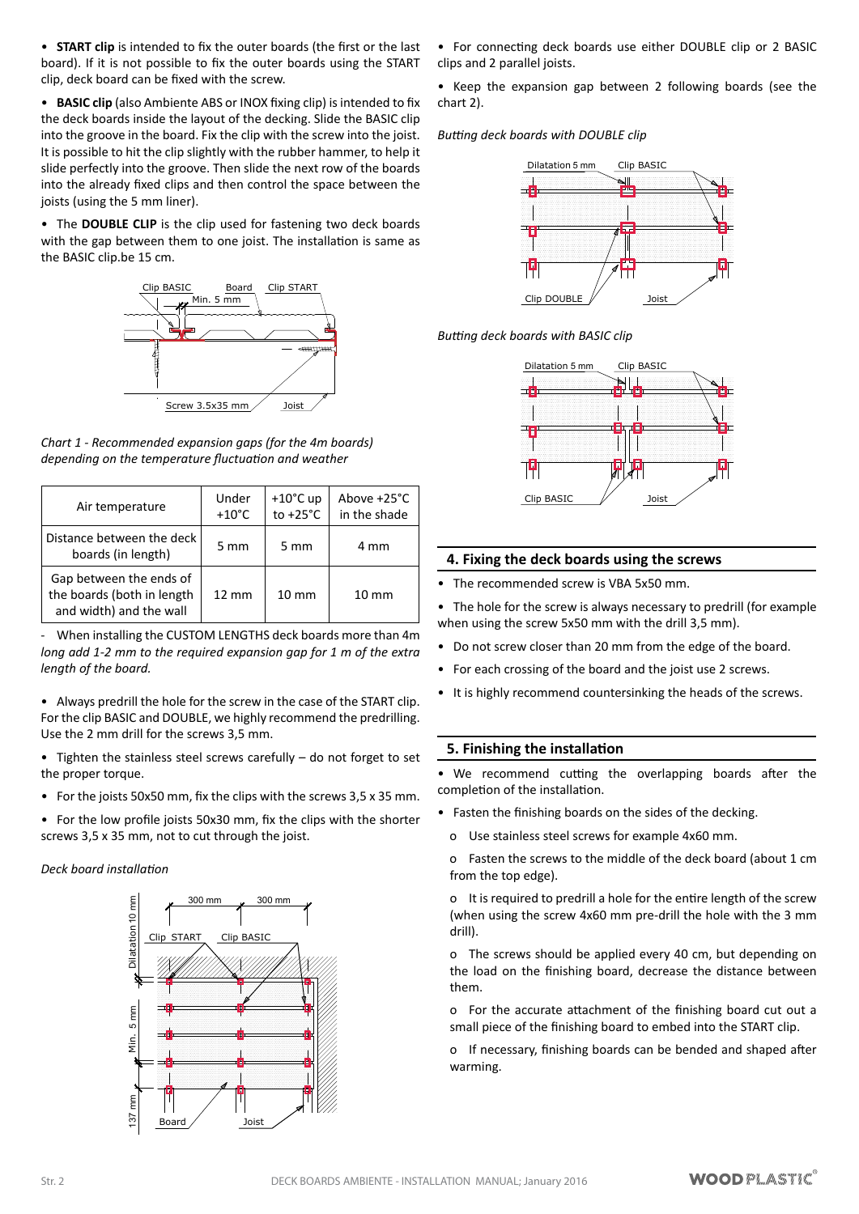- **START clip** is intended to fix the outer boards (the first or the last board). If it is not possible to fix the outer boards using the START clip, deck board can be fixed with the screw.

- **BASIC clip** (also Ambiente ABS or INOX fixing clip) is intended to fix the deck boards inside the layout of the decking. Slide the BASIC clip into the groove in the board. Fix the clip with the screw into the joist. It is possible to hit the clip slightly with the rubber hammer, to help it slide perfectly into the groove. Then slide the next row of the boards into the already fixed clips and then control the space between the joists (using the 5 mm liner).

- The **DOUBLE CLIP** is the clip used for fastening two deck boards with the gap between them to one joist. The installation is same as the BASIC clip.be 15 cm.

*Chart 1 - Recommended expansion gaps (for the 4m boards) depending on the temperature fluctuation and weather*

| Air temperature | Under +10°C | +10°C up to +25°C | Above +25°C in the shade |
|---|---|---|---|
| Distance between the deck boards (in length) | 5 mm | 5 mm | 4 mm |
| Gap between the ends of the boards (both in length and width) and the wall | 12 mm | 10 mm | 10 mm |

- When installing the CUSTOM LENGTHS deck boards more than 4m *long add 1-2 mm to the required expansion gap for 1 m of the extra length of the board.*

- Always predrill the hole for the screw in the case of the START clip. For the clip BASIC and DOUBLE, we highly recommend the predrilling. Use the 2 mm drill for the screws 3,5 mm.

- Tighten the stainless steel screws carefully – do not forget to set the proper torque.

- For the joists 50x50 mm, fix the clips with the screws 3,5 x 35 mm.

- For the low profile joists 50x30 mm, fix the clips with the shorter screws 3,5 x 35 mm, not to cut through the joist.

*Deck board installation*

- For connecting deck boards use either DOUBLE clip or 2 BASIC clips and 2 parallel joists.

- Keep the expansion gap between 2 following boards (see the chart 2).

*Butting deck boards with DOUBLE clip*

*Butting deck boards with BASIC clip*

## 4. Fixing the deck boards using the screws

- The recommended screw is VBA 5x50 mm.
- The hole for the screw is always necessary to predrill (for example when using the screw 5x50 mm with the drill 3,5 mm).
- Do not screw closer than 20 mm from the edge of the board.
- For each crossing of the board and the joist use 2 screws.
- It is highly recommend countersinking the heads of the screws.

## 5. Finishing the installation

- We recommend cutting the overlapping boards after the completion of the installation.
- Fasten the finishing boards on the sides of the decking.
  - o Use stainless steel screws for example 4x60 mm.
  - o Fasten the screws to the middle of the deck board (about 1 cm from the top edge).
  - o It is required to predrill a hole for the entire length of the screw (when using the screw 4x60 mm pre-drill the hole with the 3 mm drill).
  - o The screws should be applied every 40 cm, but depending on the load on the finishing board, decrease the distance between them.
  - o For the accurate attachment of the finishing board cut out a small piece of the finishing board to embed into the START clip.
  - o If necessary, finishing boards can be bended and shaped after warming.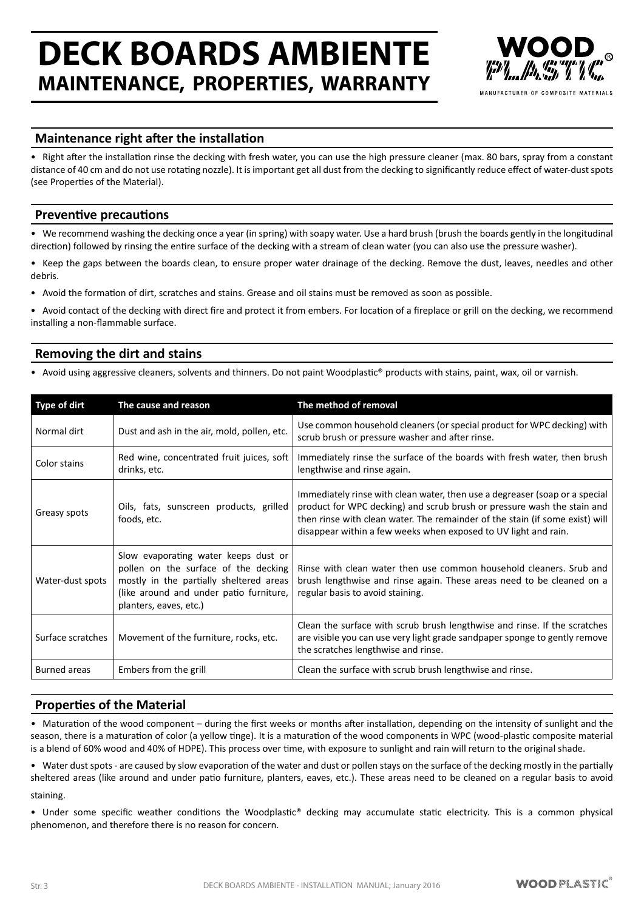# DECK BOARDS AMBIENTE
## MAINTENANCE, PROPERTIES, WARRANTY

WOOD PLASTIC®
MANUFACTURER OF COMPOSITE MATERIALS

### Maintenance right after the installation

- Right after the installation rinse the decking with fresh water, you can use the high pressure cleaner (max. 80 bars, spray from a constant distance of 40 cm and do not use rotating nozzle). It is important get all dust from the decking to significantly reduce effect of water-dust spots (see Properties of the Material).

### Preventive precautions

- We recommend washing the decking once a year (in spring) with soapy water. Use a hard brush (brush the boards gently in the longitudinal direction) followed by rinsing the entire surface of the decking with a stream of clean water (you can also use the pressure washer).
- Keep the gaps between the boards clean, to ensure proper water drainage of the decking. Remove the dust, leaves, needles and other debris.
- Avoid the formation of dirt, scratches and stains. Grease and oil stains must be removed as soon as possible.
- Avoid contact of the decking with direct fire and protect it from embers. For location of a fireplace or grill on the decking, we recommend installing a non-flammable surface.

### Removing the dirt and stains

- Avoid using aggressive cleaners, solvents and thinners. Do not paint Woodplastic® products with stains, paint, wax, oil or varnish.

| Type of dirt | The cause and reason | The method of removal |
|---|---|---|
| Normal dirt | Dust and ash in the air, mold, pollen, etc. | Use common household cleaners (or special product for WPC decking) with scrub brush or pressure washer and after rinse. |
| Color stains | Red wine, concentrated fruit juices, soft drinks, etc. | Immediately rinse the surface of the boards with fresh water, then brush lengthwise and rinse again. |
| Greasy spots | Oils, fats, sunscreen products, grilled foods, etc. | Immediately rinse with clean water, then use a degreaser (soap or a special product for WPC decking) and scrub brush or pressure wash the stain and then rinse with clean water. The remainder of the stain (if some exist) will disappear within a few weeks when exposed to UV light and rain. |
| Water-dust spots | Slow evaporating water keeps dust or pollen on the surface of the decking mostly in the partially sheltered areas (like around and under patio furniture, planters, eaves, etc.) | Rinse with clean water then use common household cleaners. Srub and brush lengthwise and rinse again. These areas need to be cleaned on a regular basis to avoid staining. |
| Surface scratches | Movement of the furniture, rocks, etc. | Clean the surface with scrub brush lengthwise and rinse. If the scratches are visible you can use very light grade sandpaper sponge to gently remove the scratches lengthwise and rinse. |
| Burned areas | Embers from the grill | Clean the surface with scrub brush lengthwise and rinse. |

### Properties of the Material

- Maturation of the wood component – during the first weeks or months after installation, depending on the intensity of sunlight and the season, there is a maturation of color (a yellow tinge). It is a maturation of the wood components in WPC (wood-plastic composite material is a blend of 60% wood and 40% of HDPE). This process over time, with exposure to sunlight and rain will return to the original shade.
- Water dust spots - are caused by slow evaporation of the water and dust or pollen stays on the surface of the decking mostly in the partially sheltered areas (like around and under patio furniture, planters, eaves, etc.). These areas need to be cleaned on a regular basis to avoid staining.
- Under some specific weather conditions the Woodplastic® decking may accumulate static electricity. This is a common physical phenomenon, and therefore there is no reason for concern.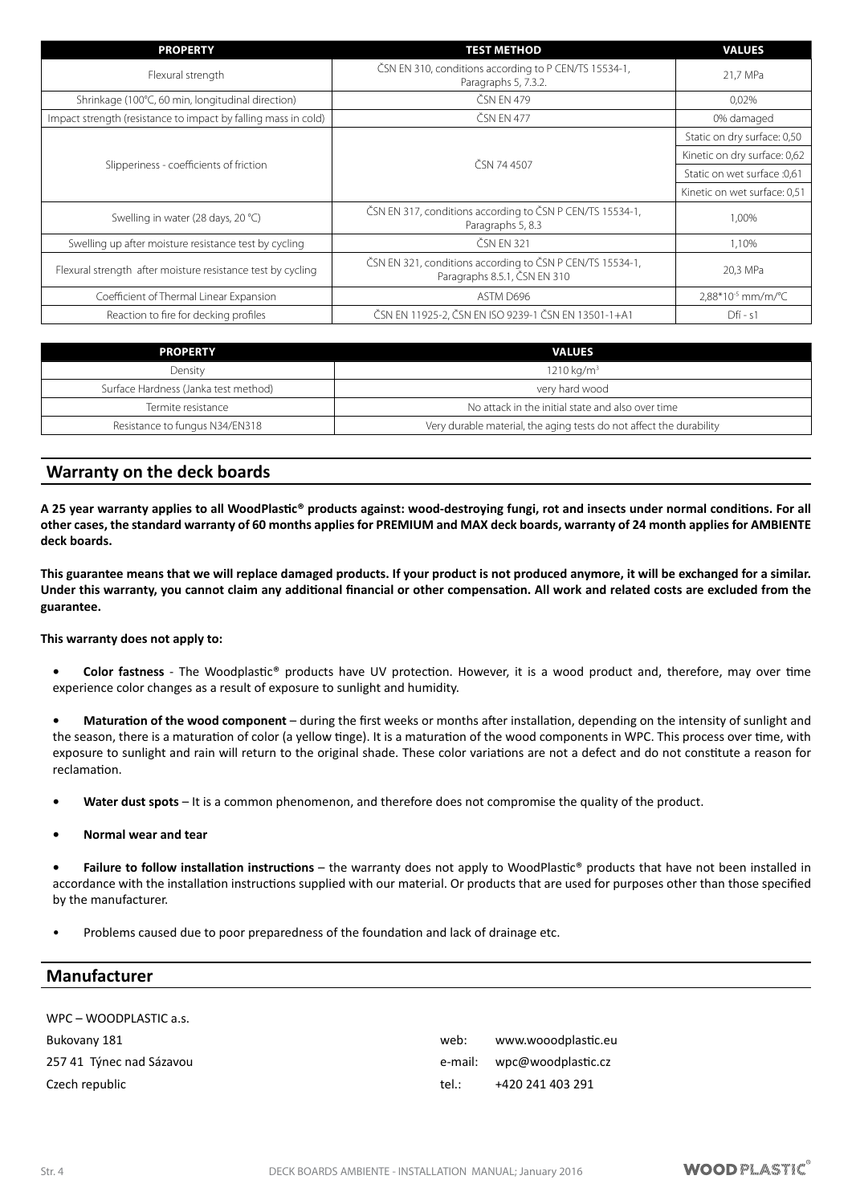| PROPERTY | TEST METHOD | VALUES |
| --- | --- | --- |
| Flexural strength | ČSN EN 310, conditions according to P CEN/TS 15534-1, Paragraphs 5, 7.3.2. | 21,7 MPa |
| Shrinkage (100°C, 60 min, longitudinal direction) | ČSN EN 479 | 0,02% |
| Impact strength (resistance to impact by falling mass in cold) | ČSN EN 477 | 0% damaged |
| Slipperiness - coefficients of friction | ČSN 74 4507 | Static on dry surface: 0,50 |
| | | Kinetic on dry surface: 0,62 |
| | | Static on wet surface :0,61 |
| | | Kinetic on wet surface: 0,51 |
| Swelling in water (28 days, 20 °C) | ČSN EN 317, conditions according to ČSN P CEN/TS 15534-1, Paragraphs 5, 8.3 | 1,00% |
| Swelling up after moisture resistance test by cycling | ČSN EN 321 | 1,10% |
| Flexural strength after moisture resistance test by cycling | ČSN EN 321, conditions according to ČSN P CEN/TS 15534-1, Paragraphs 8.5.1, ČSN EN 310 | 20,3 MPa |
| Coefficient of Thermal Linear Expansion | ASTM D696 | 2,88*$10^{-5}$ mm/m/°C |
| Reaction to fire for decking profiles | ČSN EN 11925-2, ČSN EN ISO 9239-1 ČSN EN 13501-1+A1 | Dfl - s1 |

| PROPERTY | VALUES |
| --- | --- |
| Density | 1210 kg/$m^3$ |
| Surface Hardness (Janka test method) | very hard wood |
| Termite resistance | No attack in the initial state and also over time |
| Resistance to fungus N34/EN318 | Very durable material, the aging tests do not affect the durability |

## Warranty on the deck boards

**A 25 year warranty applies to all WoodPlastic® products against: wood-destroying fungi, rot and insects under normal conditions. For all other cases, the standard warranty of 60 months applies for PREMIUM and MAX deck boards, warranty of 24 month applies for AMBIENTE deck boards.**

**This guarantee means that we will replace damaged products. If your product is not produced anymore, it will be exchanged for a similar. Under this warranty, you cannot claim any additional financial or other compensation. All work and related costs are excluded from the guarantee.**

**This warranty does not apply to:**

- **Color fastness** - The Woodplastic® products have UV protection. However, it is a wood product and, therefore, may over time experience color changes as a result of exposure to sunlight and humidity.
- **Maturation of the wood component** – during the first weeks or months after installation, depending on the intensity of sunlight and the season, there is a maturation of color (a yellow tinge). It is a maturation of the wood components in WPC. This process over time, with exposure to sunlight and rain will return to the original shade. These color variations are not a defect and do not constitute a reason for reclamation.
- **Water dust spots** – It is a common phenomenon, and therefore does not compromise the quality of the product.
- **Normal wear and tear**
- **Failure to follow installation instructions** – the warranty does not apply to WoodPlastic® products that have not been installed in accordance with the installation instructions supplied with our material. Or products that are used for purposes other than those specified by the manufacturer.
- Problems caused due to poor preparedness of the foundation and lack of drainage etc.

## Manufacturer

WPC – WOODPLASTIC a.s.
Bukovany 181
257 41 Týnec nad Sázavou
Czech republic

web: www.wooodplastic.eu
e-mail: wpc@woodplastic.cz
tel.: +420 241 403 291